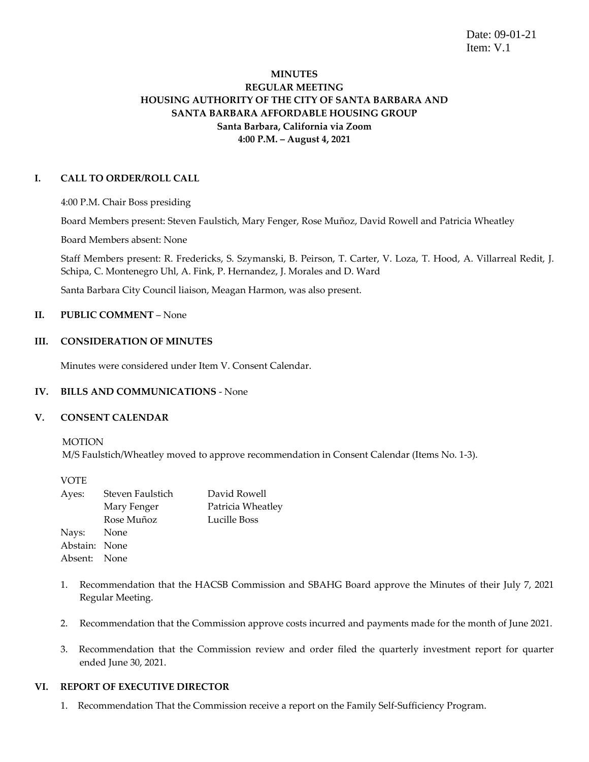Date: 09-01-21
Item: V.1

**MINUTES**
**REGULAR MEETING**
**HOUSING AUTHORITY OF THE CITY OF SANTA BARBARA AND SANTA BARBARA AFFORDABLE HOUSING GROUP**
**Santa Barbara, California via Zoom**
**4:00 P.M. – August 4, 2021**

## I. CALL TO ORDER/ROLL CALL

4:00 P.M. Chair Boss presiding

Board Members present: Steven Faulstich, Mary Fenger, Rose Muñoz, David Rowell and Patricia Wheatley

Board Members absent: None

Staff Members present: R. Fredericks, S. Szymanski, B. Peirson, T. Carter, V. Loza, T. Hood, A. Villarreal Redit, J. Schipa, C. Montenegro Uhl, A. Fink, P. Hernandez, J. Morales and D. Ward

Santa Barbara City Council liaison, Meagan Harmon, was also present.

## II. PUBLIC COMMENT – None

## III. CONSIDERATION OF MINUTES

Minutes were considered under Item V. Consent Calendar.

## IV. BILLS AND COMMUNICATIONS - None

## V. CONSENT CALENDAR

MOTION
M/S Faulstich/Wheatley moved to approve recommendation in Consent Calendar (Items No. 1-3).

VOTE

| | | |
|---|---|---|
| Ayes: | Steven Faulstich | David Rowell |
| | Mary Fenger | Patricia Wheatley |
| | Rose Muñoz | Lucille Boss |
| Nays: | None | |
| Abstain: | None | |
| Absent: | None | |

1. Recommendation that the HACSB Commission and SBAHG Board approve the Minutes of their July 7, 2021 Regular Meeting.

2. Recommendation that the Commission approve costs incurred and payments made for the month of June 2021.

3. Recommendation that the Commission review and order filed the quarterly investment report for quarter ended June 30, 2021.

## VI. REPORT OF EXECUTIVE DIRECTOR

1. Recommendation That the Commission receive a report on the Family Self-Sufficiency Program.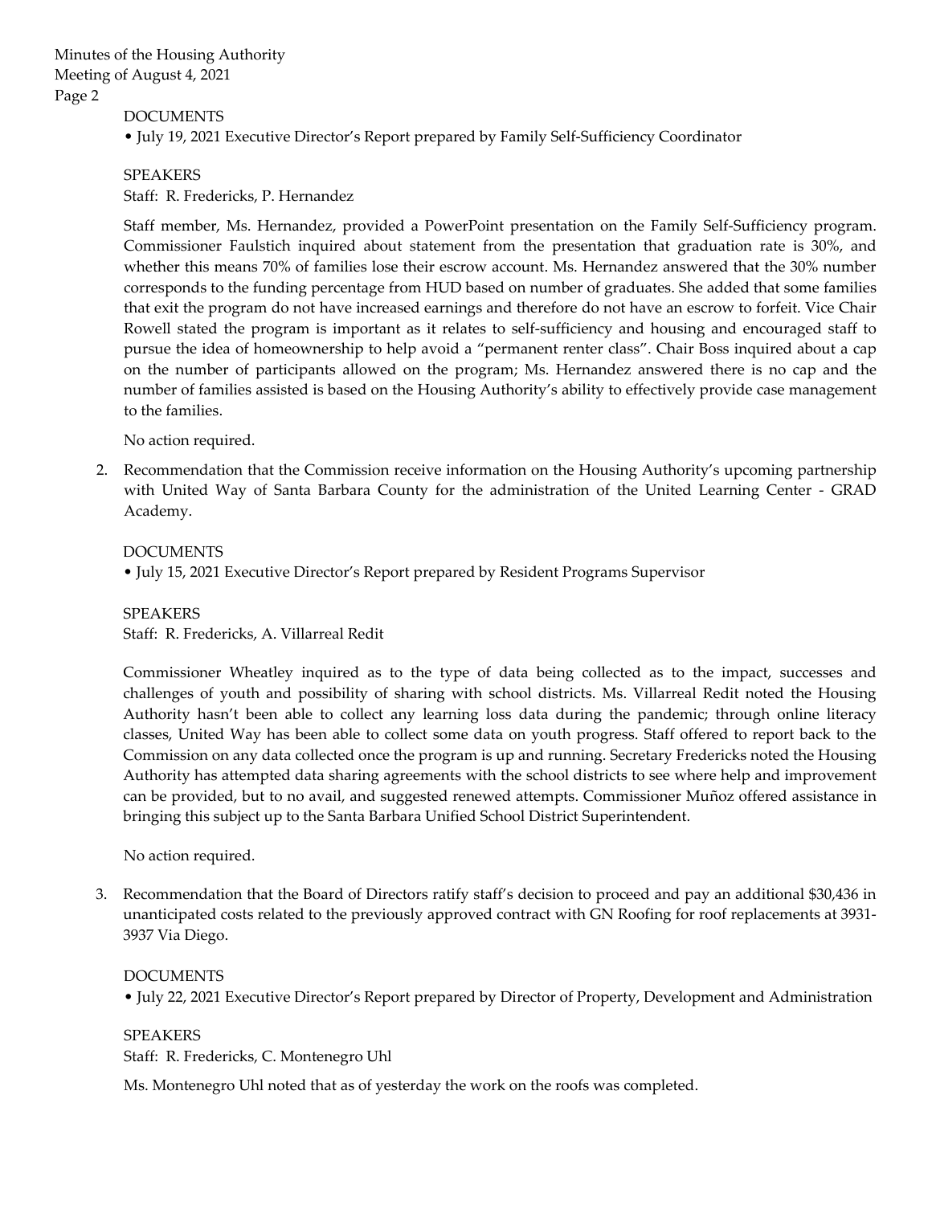DOCUMENTS

• July 19, 2021 Executive Director's Report prepared by Family Self-Sufficiency Coordinator

SPEAKERS

Staff: R. Fredericks, P. Hernandez

Staff member, Ms. Hernandez, provided a PowerPoint presentation on the Family Self-Sufficiency program. Commissioner Faulstich inquired about statement from the presentation that graduation rate is 30%, and whether this means 70% of families lose their escrow account. Ms. Hernandez answered that the 30% number corresponds to the funding percentage from HUD based on number of graduates. She added that some families that exit the program do not have increased earnings and therefore do not have an escrow to forfeit. Vice Chair Rowell stated the program is important as it relates to self-sufficiency and housing and encouraged staff to pursue the idea of homeownership to help avoid a "permanent renter class". Chair Boss inquired about a cap on the number of participants allowed on the program; Ms. Hernandez answered there is no cap and the number of families assisted is based on the Housing Authority's ability to effectively provide case management to the families.

No action required.

2. Recommendation that the Commission receive information on the Housing Authority's upcoming partnership with United Way of Santa Barbara County for the administration of the United Learning Center - GRAD Academy.

DOCUMENTS

• July 15, 2021 Executive Director's Report prepared by Resident Programs Supervisor

SPEAKERS

Staff: R. Fredericks, A. Villarreal Redit

Commissioner Wheatley inquired as to the type of data being collected as to the impact, successes and challenges of youth and possibility of sharing with school districts. Ms. Villarreal Redit noted the Housing Authority hasn't been able to collect any learning loss data during the pandemic; through online literacy classes, United Way has been able to collect some data on youth progress. Staff offered to report back to the Commission on any data collected once the program is up and running. Secretary Fredericks noted the Housing Authority has attempted data sharing agreements with the school districts to see where help and improvement can be provided, but to no avail, and suggested renewed attempts. Commissioner Muñoz offered assistance in bringing this subject up to the Santa Barbara Unified School District Superintendent.

No action required.

3. Recommendation that the Board of Directors ratify staff's decision to proceed and pay an additional $30,436 in unanticipated costs related to the previously approved contract with GN Roofing for roof replacements at 3931-3937 Via Diego.

DOCUMENTS

• July 22, 2021 Executive Director's Report prepared by Director of Property, Development and Administration

SPEAKERS

Staff: R. Fredericks, C. Montenegro Uhl

Ms. Montenegro Uhl noted that as of yesterday the work on the roofs was completed.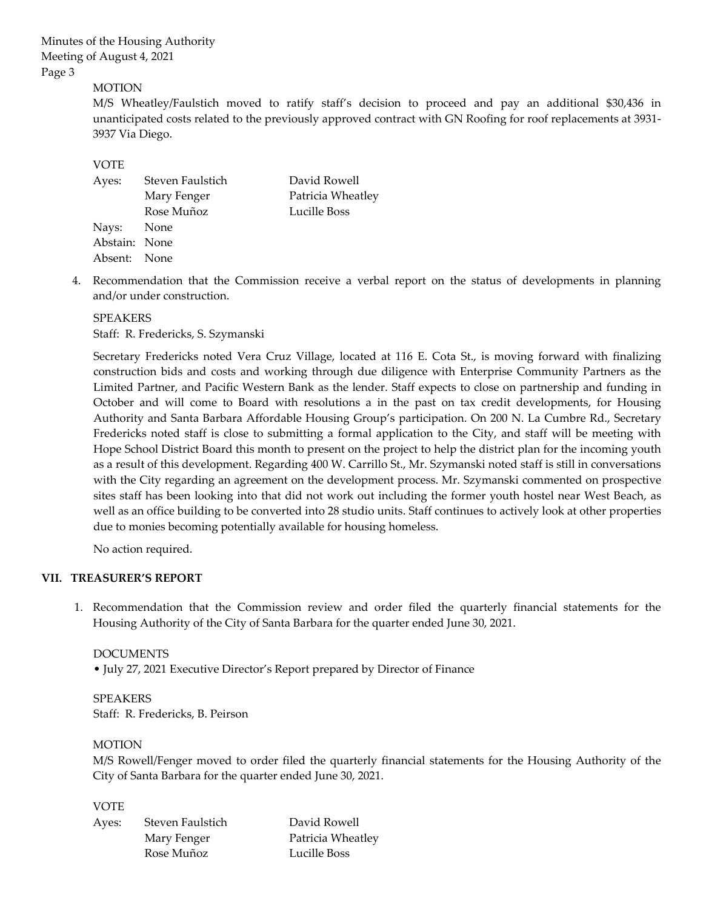MOTION

M/S Wheatley/Faulstich moved to ratify staff's decision to proceed and pay an additional $30,436 in unanticipated costs related to the previously approved contract with GN Roofing for roof replacements at 3931-3937 Via Diego.

VOTE

| | | |
|---|---|---|
| Ayes: | Steven Faulstich | David Rowell |
| | Mary Fenger | Patricia Wheatley |
| | Rose Muñoz | Lucille Boss |
| Nays: | None | |
| Abstain: | None | |
| Absent: | None | |

4. Recommendation that the Commission receive a verbal report on the status of developments in planning and/or under construction.

   SPEAKERS
   Staff: R. Fredericks, S. Szymanski

   Secretary Fredericks noted Vera Cruz Village, located at 116 E. Cota St., is moving forward with finalizing construction bids and costs and working through due diligence with Enterprise Community Partners as the Limited Partner, and Pacific Western Bank as the lender. Staff expects to close on partnership and funding in October and will come to Board with resolutions a in the past on tax credit developments, for Housing Authority and Santa Barbara Affordable Housing Group's participation. On 200 N. La Cumbre Rd., Secretary Fredericks noted staff is close to submitting a formal application to the City, and staff will be meeting with Hope School District Board this month to present on the project to help the district plan for the incoming youth as a result of this development. Regarding 400 W. Carrillo St., Mr. Szymanski noted staff is still in conversations with the City regarding an agreement on the development process. Mr. Szymanski commented on prospective sites staff has been looking into that did not work out including the former youth hostel near West Beach, as well as an office building to be converted into 28 studio units. Staff continues to actively look at other properties due to monies becoming potentially available for housing homeless.

   No action required.

## VII. TREASURER'S REPORT

1. Recommendation that the Commission review and order filed the quarterly financial statements for the Housing Authority of the City of Santa Barbara for the quarter ended June 30, 2021.

   DOCUMENTS
   • July 27, 2021 Executive Director's Report prepared by Director of Finance

   SPEAKERS
   Staff: R. Fredericks, B. Peirson

   MOTION
   M/S Rowell/Fenger moved to order filed the quarterly financial statements for the Housing Authority of the City of Santa Barbara for the quarter ended June 30, 2021.

   VOTE

| | | |
|---|---|---|
| Ayes: | Steven Faulstich | David Rowell |
| | Mary Fenger | Patricia Wheatley |
| | Rose Muñoz | Lucille Boss |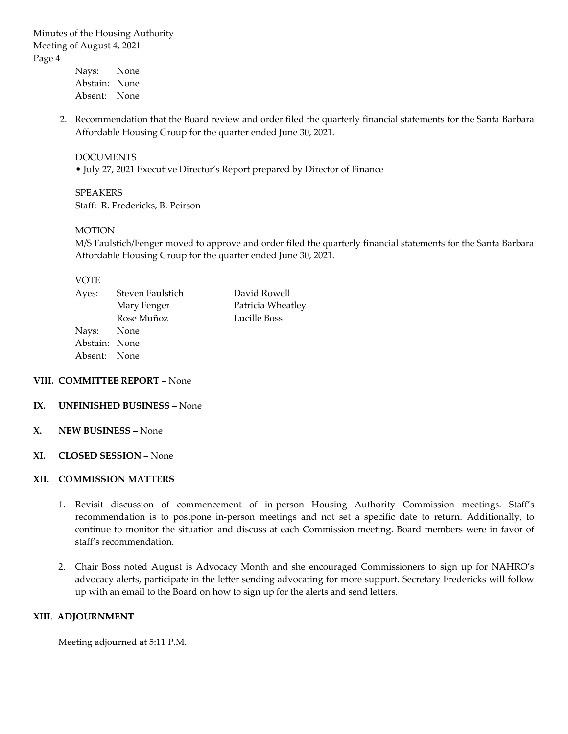Nays: None
Abstain: None
Absent: None

2. Recommendation that the Board review and order filed the quarterly financial statements for the Santa Barbara Affordable Housing Group for the quarter ended June 30, 2021.

   DOCUMENTS
   • July 27, 2021 Executive Director's Report prepared by Director of Finance

   SPEAKERS
   Staff: R. Fredericks, B. Peirson

   MOTION
   M/S Faulstich/Fenger moved to approve and order filed the quarterly financial statements for the Santa Barbara Affordable Housing Group for the quarter ended June 30, 2021.

   VOTE

   | | | |
   |---|---|---|
   | Ayes: | Steven Faulstich | David Rowell |
   | | Mary Fenger | Patricia Wheatley |
   | | Rose Muñoz | Lucille Boss |
   | Nays: | None | |
   | Abstain: | None | |
   | Absent: | None | |

## VIII. COMMITTEE REPORT – None

## IX. UNFINISHED BUSINESS – None

## X. NEW BUSINESS – None

## XI. CLOSED SESSION – None

## XII. COMMISSION MATTERS

1. Revisit discussion of commencement of in-person Housing Authority Commission meetings. Staff's recommendation is to postpone in-person meetings and not set a specific date to return. Additionally, to continue to monitor the situation and discuss at each Commission meeting. Board members were in favor of staff's recommendation.

2. Chair Boss noted August is Advocacy Month and she encouraged Commissioners to sign up for NAHRO's advocacy alerts, participate in the letter sending advocating for more support. Secretary Fredericks will follow up with an email to the Board on how to sign up for the alerts and send letters.

## XIII. ADJOURNMENT

Meeting adjourned at 5:11 P.M.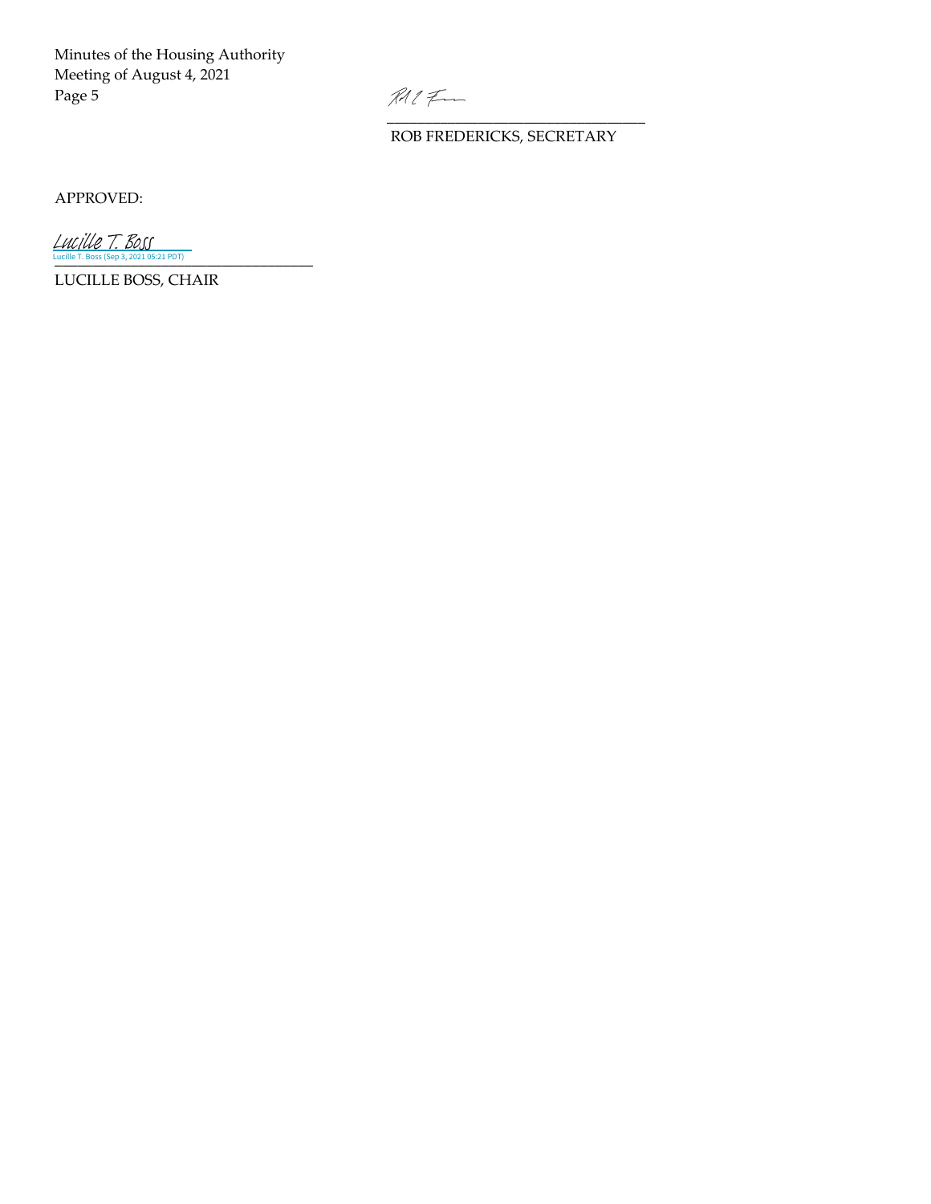ROB FREDERICKS, SECRETARY

APPROVED:

Lucille T. Boss
Lucille T. Boss (Sep 3, 2021 05:21 PDT)

LUCILLE BOSS, CHAIR